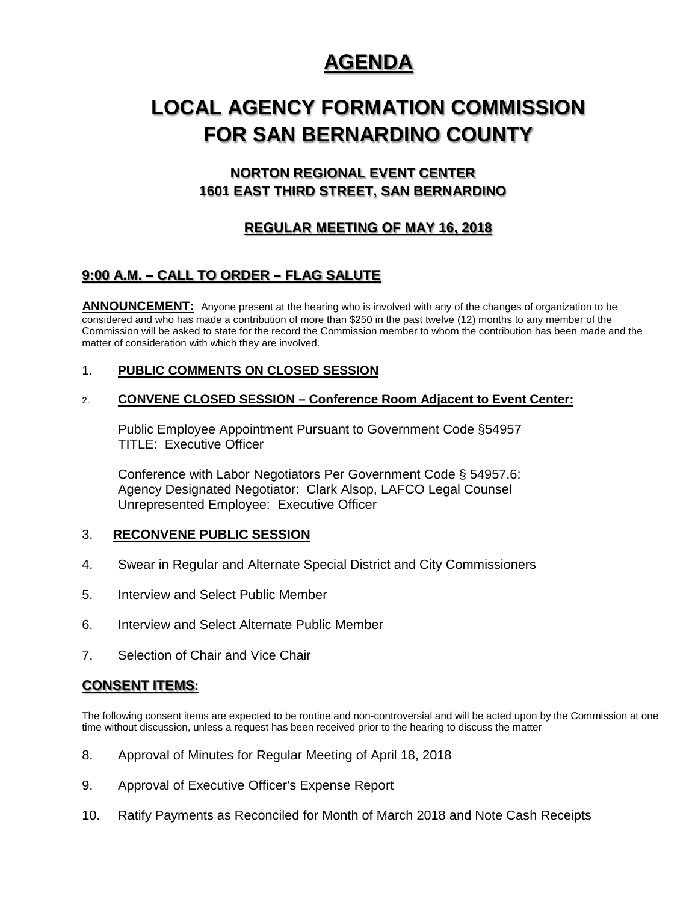# AGENDA

# LOCAL AGENCY FORMATION COMMISSION FOR SAN BERNARDINO COUNTY

## NORTON REGIONAL EVENT CENTER
## 1601 EAST THIRD STREET, SAN BERNARDINO

### REGULAR MEETING OF MAY 16, 2018

### 9:00 A.M. – CALL TO ORDER – FLAG SALUTE

**ANNOUNCEMENT:** Anyone present at the hearing who is involved with any of the changes of organization to be considered and who has made a contribution of more than $250 in the past twelve (12) months to any member of the Commission will be asked to state for the record the Commission member to whom the contribution has been made and the matter of consideration with which they are involved.

1. **PUBLIC COMMENTS ON CLOSED SESSION**

2. **CONVENE CLOSED SESSION – Conference Room Adjacent to Event Center:**

   Public Employee Appointment Pursuant to Government Code §54957
   TITLE: Executive Officer

   Conference with Labor Negotiators Per Government Code § 54957.6:
   Agency Designated Negotiator: Clark Alsop, LAFCO Legal Counsel
   Unrepresented Employee: Executive Officer

3. **RECONVENE PUBLIC SESSION**

4. Swear in Regular and Alternate Special District and City Commissioners

5. Interview and Select Public Member

6. Interview and Select Alternate Public Member

7. Selection of Chair and Vice Chair

### CONSENT ITEMS:

The following consent items are expected to be routine and non-controversial and will be acted upon by the Commission at one time without discussion, unless a request has been received prior to the hearing to discuss the matter

8. Approval of Minutes for Regular Meeting of April 18, 2018

9. Approval of Executive Officer's Expense Report

10. Ratify Payments as Reconciled for Month of March 2018 and Note Cash Receipts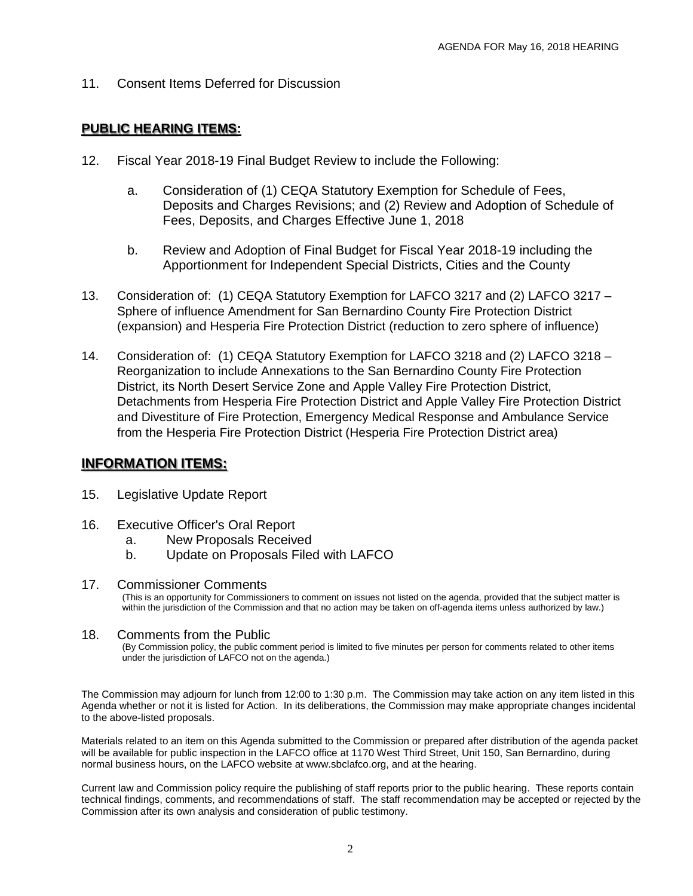11. Consent Items Deferred for Discussion

## PUBLIC HEARING ITEMS:

12. Fiscal Year 2018-19 Final Budget Review to include the Following:

    a. Consideration of (1) CEQA Statutory Exemption for Schedule of Fees, Deposits and Charges Revisions; and (2) Review and Adoption of Schedule of Fees, Deposits, and Charges Effective June 1, 2018

    b. Review and Adoption of Final Budget for Fiscal Year 2018-19 including the Apportionment for Independent Special Districts, Cities and the County

13. Consideration of: (1) CEQA Statutory Exemption for LAFCO 3217 and (2) LAFCO 3217 – Sphere of influence Amendment for San Bernardino County Fire Protection District (expansion) and Hesperia Fire Protection District (reduction to zero sphere of influence)

14. Consideration of: (1) CEQA Statutory Exemption for LAFCO 3218 and (2) LAFCO 3218 – Reorganization to include Annexations to the San Bernardino County Fire Protection District, its North Desert Service Zone and Apple Valley Fire Protection District, Detachments from Hesperia Fire Protection District and Apple Valley Fire Protection District and Divestiture of Fire Protection, Emergency Medical Response and Ambulance Service from the Hesperia Fire Protection District (Hesperia Fire Protection District area)

## INFORMATION ITEMS:

15. Legislative Update Report

16. Executive Officer's Oral Report
    a. New Proposals Received
    b. Update on Proposals Filed with LAFCO

17. Commissioner Comments
    (This is an opportunity for Commissioners to comment on issues not listed on the agenda, provided that the subject matter is within the jurisdiction of the Commission and that no action may be taken on off-agenda items unless authorized by law.)

18. Comments from the Public
    (By Commission policy, the public comment period is limited to five minutes per person for comments related to other items under the jurisdiction of LAFCO not on the agenda.)

The Commission may adjourn for lunch from 12:00 to 1:30 p.m. The Commission may take action on any item listed in this Agenda whether or not it is listed for Action. In its deliberations, the Commission may make appropriate changes incidental to the above-listed proposals.

Materials related to an item on this Agenda submitted to the Commission or prepared after distribution of the agenda packet will be available for public inspection in the LAFCO office at 1170 West Third Street, Unit 150, San Bernardino, during normal business hours, on the LAFCO website at www.sbclafco.org, and at the hearing.

Current law and Commission policy require the publishing of staff reports prior to the public hearing. These reports contain technical findings, comments, and recommendations of staff. The staff recommendation may be accepted or rejected by the Commission after its own analysis and consideration of public testimony.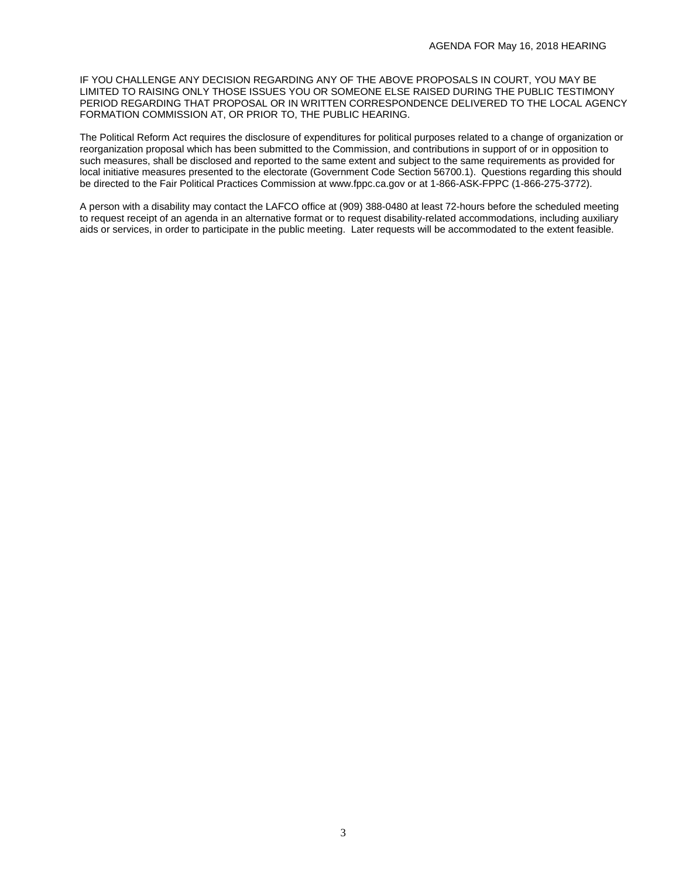IF YOU CHALLENGE ANY DECISION REGARDING ANY OF THE ABOVE PROPOSALS IN COURT, YOU MAY BE LIMITED TO RAISING ONLY THOSE ISSUES YOU OR SOMEONE ELSE RAISED DURING THE PUBLIC TESTIMONY PERIOD REGARDING THAT PROPOSAL OR IN WRITTEN CORRESPONDENCE DELIVERED TO THE LOCAL AGENCY FORMATION COMMISSION AT, OR PRIOR TO, THE PUBLIC HEARING.

The Political Reform Act requires the disclosure of expenditures for political purposes related to a change of organization or reorganization proposal which has been submitted to the Commission, and contributions in support of or in opposition to such measures, shall be disclosed and reported to the same extent and subject to the same requirements as provided for local initiative measures presented to the electorate (Government Code Section 56700.1). Questions regarding this should be directed to the Fair Political Practices Commission at www.fppc.ca.gov or at 1-866-ASK-FPPC (1-866-275-3772).

A person with a disability may contact the LAFCO office at (909) 388-0480 at least 72-hours before the scheduled meeting to request receipt of an agenda in an alternative format or to request disability-related accommodations, including auxiliary aids or services, in order to participate in the public meeting. Later requests will be accommodated to the extent feasible.